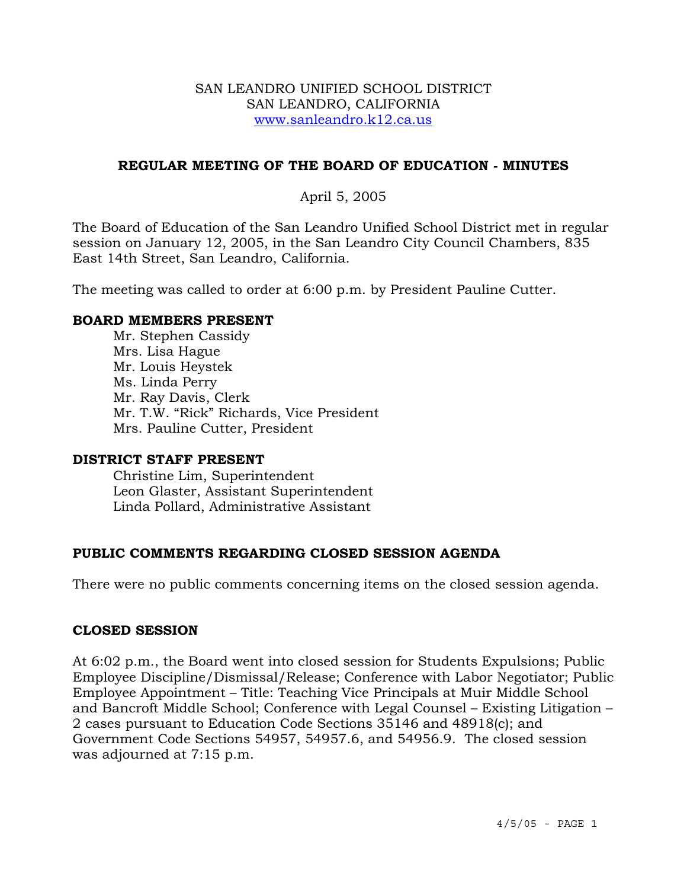SAN LEANDRO UNIFIED SCHOOL DISTRICT
SAN LEANDRO, CALIFORNIA
www.sanleandro.k12.ca.us

## REGULAR MEETING OF THE BOARD OF EDUCATION - MINUTES

April 5, 2005

The Board of Education of the San Leandro Unified School District met in regular session on January 12, 2005, in the San Leandro City Council Chambers, 835 East 14th Street, San Leandro, California.

The meeting was called to order at 6:00 p.m. by President Pauline Cutter.

### BOARD MEMBERS PRESENT

Mr. Stephen Cassidy
Mrs. Lisa Hague
Mr. Louis Heystek
Ms. Linda Perry
Mr. Ray Davis, Clerk
Mr. T.W. "Rick" Richards, Vice President
Mrs. Pauline Cutter, President

### DISTRICT STAFF PRESENT

Christine Lim, Superintendent
Leon Glaster, Assistant Superintendent
Linda Pollard, Administrative Assistant

### PUBLIC COMMENTS REGARDING CLOSED SESSION AGENDA

There were no public comments concerning items on the closed session agenda.

### CLOSED SESSION

At 6:02 p.m., the Board went into closed session for Students Expulsions; Public Employee Discipline/Dismissal/Release; Conference with Labor Negotiator; Public Employee Appointment – Title: Teaching Vice Principals at Muir Middle School and Bancroft Middle School; Conference with Legal Counsel – Existing Litigation – 2 cases pursuant to Education Code Sections 35146 and 48918(c); and Government Code Sections 54957, 54957.6, and 54956.9. The closed session was adjourned at 7:15 p.m.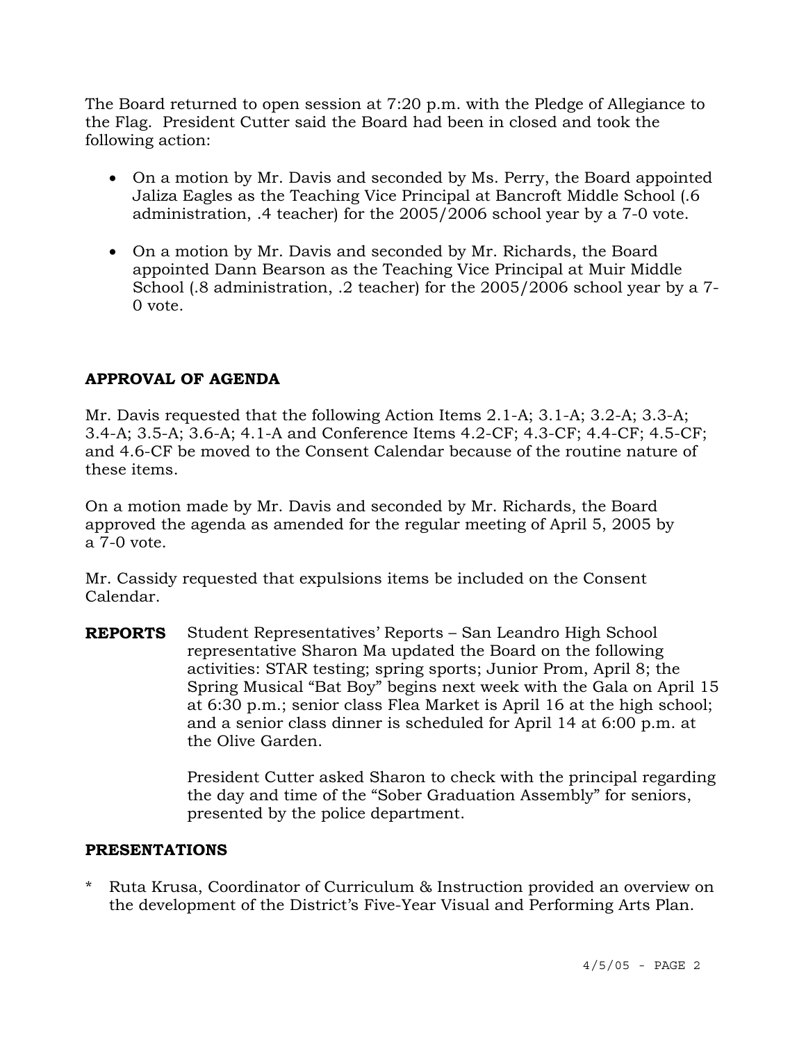The Board returned to open session at 7:20 p.m. with the Pledge of Allegiance to the Flag. President Cutter said the Board had been in closed and took the following action:

- On a motion by Mr. Davis and seconded by Ms. Perry, the Board appointed Jaliza Eagles as the Teaching Vice Principal at Bancroft Middle School (.6 administration, .4 teacher) for the 2005/2006 school year by a 7-0 vote.
- On a motion by Mr. Davis and seconded by Mr. Richards, the Board appointed Dann Bearson as the Teaching Vice Principal at Muir Middle School (.8 administration, .2 teacher) for the 2005/2006 school year by a 7-0 vote.

## APPROVAL OF AGENDA

Mr. Davis requested that the following Action Items 2.1-A; 3.1-A; 3.2-A; 3.3-A; 3.4-A; 3.5-A; 3.6-A; 4.1-A and Conference Items 4.2-CF; 4.3-CF; 4.4-CF; 4.5-CF; and 4.6-CF be moved to the Consent Calendar because of the routine nature of these items.

On a motion made by Mr. Davis and seconded by Mr. Richards, the Board approved the agenda as amended for the regular meeting of April 5, 2005 by a 7-0 vote.

Mr. Cassidy requested that expulsions items be included on the Consent Calendar.

**REPORTS** Student Representatives' Reports – San Leandro High School representative Sharon Ma updated the Board on the following activities: STAR testing; spring sports; Junior Prom, April 8; the Spring Musical "Bat Boy" begins next week with the Gala on April 15 at 6:30 p.m.; senior class Flea Market is April 16 at the high school; and a senior class dinner is scheduled for April 14 at 6:00 p.m. at the Olive Garden.

President Cutter asked Sharon to check with the principal regarding the day and time of the "Sober Graduation Assembly" for seniors, presented by the police department.

## PRESENTATIONS

* Ruta Krusa, Coordinator of Curriculum & Instruction provided an overview on the development of the District's Five-Year Visual and Performing Arts Plan.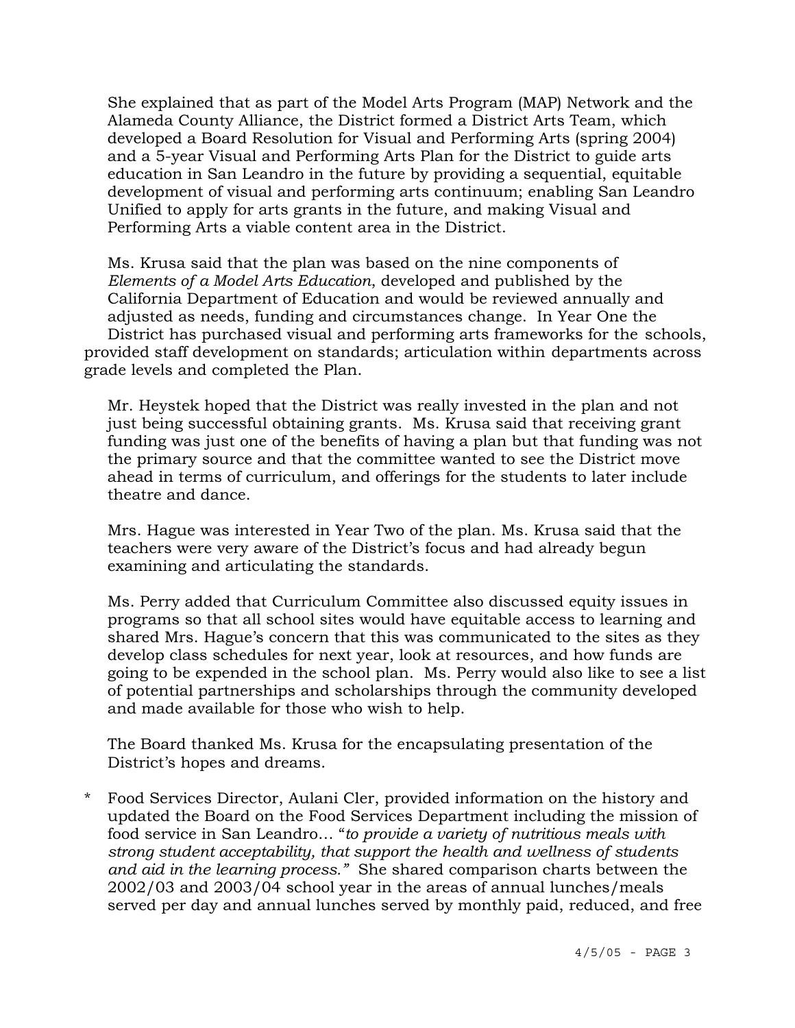She explained that as part of the Model Arts Program (MAP) Network and the Alameda County Alliance, the District formed a District Arts Team, which developed a Board Resolution for Visual and Performing Arts (spring 2004) and a 5-year Visual and Performing Arts Plan for the District to guide arts education in San Leandro in the future by providing a sequential, equitable development of visual and performing arts continuum; enabling San Leandro Unified to apply for arts grants in the future, and making Visual and Performing Arts a viable content area in the District.

Ms. Krusa said that the plan was based on the nine components of *Elements of a Model Arts Education*, developed and published by the California Department of Education and would be reviewed annually and adjusted as needs, funding and circumstances change. In Year One the District has purchased visual and performing arts frameworks for the schools, provided staff development on standards; articulation within departments across grade levels and completed the Plan.

Mr. Heystek hoped that the District was really invested in the plan and not just being successful obtaining grants. Ms. Krusa said that receiving grant funding was just one of the benefits of having a plan but that funding was not the primary source and that the committee wanted to see the District move ahead in terms of curriculum, and offerings for the students to later include theatre and dance.

Mrs. Hague was interested in Year Two of the plan. Ms. Krusa said that the teachers were very aware of the District's focus and had already begun examining and articulating the standards.

Ms. Perry added that Curriculum Committee also discussed equity issues in programs so that all school sites would have equitable access to learning and shared Mrs. Hague's concern that this was communicated to the sites as they develop class schedules for next year, look at resources, and how funds are going to be expended in the school plan. Ms. Perry would also like to see a list of potential partnerships and scholarships through the community developed and made available for those who wish to help.

The Board thanked Ms. Krusa for the encapsulating presentation of the District's hopes and dreams.

\* Food Services Director, Aulani Cler, provided information on the history and updated the Board on the Food Services Department including the mission of food service in San Leandro… "*to provide a variety of nutritious meals with strong student acceptability, that support the health and wellness of students and aid in the learning process."* She shared comparison charts between the 2002/03 and 2003/04 school year in the areas of annual lunches/meals served per day and annual lunches served by monthly paid, reduced, and free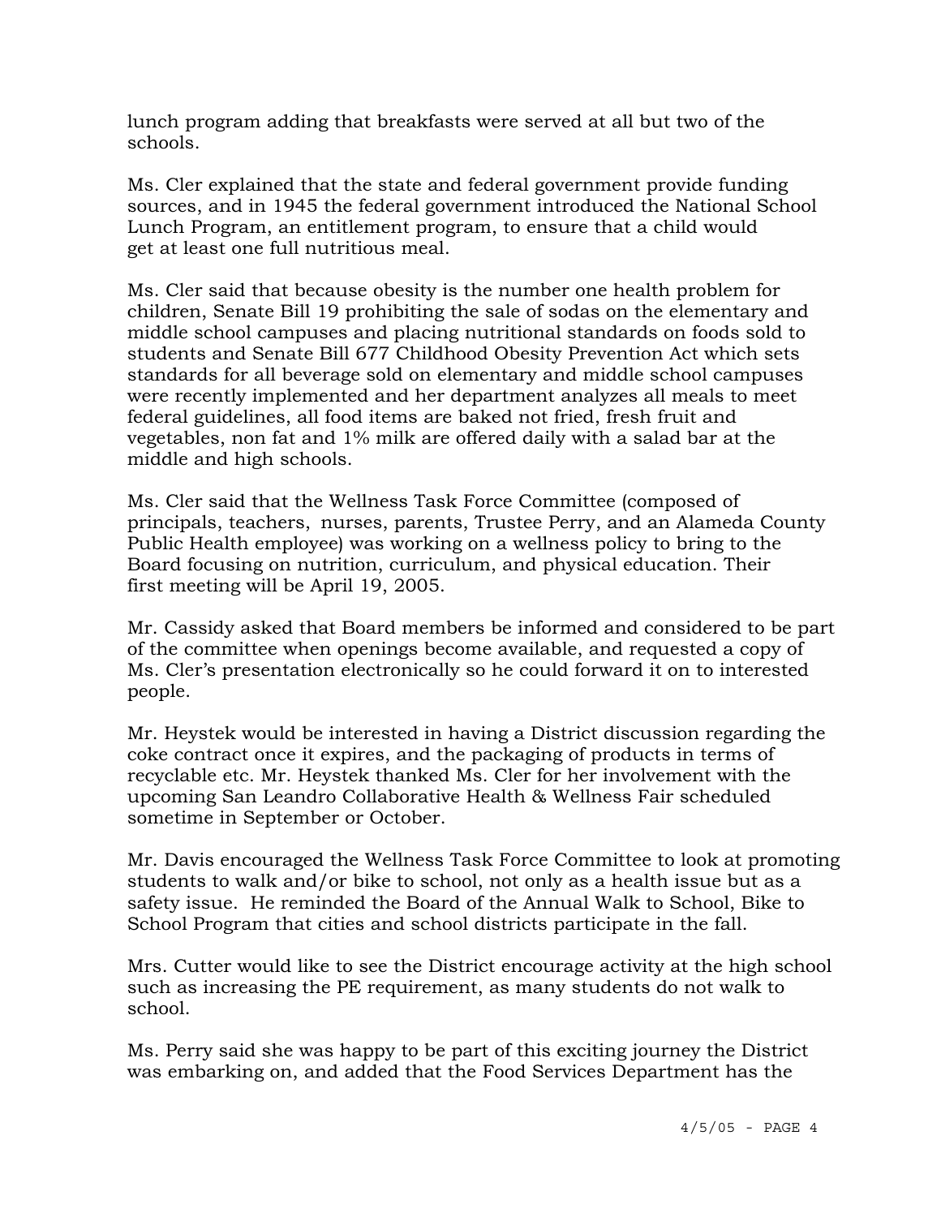lunch program adding that breakfasts were served at all but two of the schools.

Ms. Cler explained that the state and federal government provide funding sources, and in 1945 the federal government introduced the National School Lunch Program, an entitlement program, to ensure that a child would get at least one full nutritious meal.

Ms. Cler said that because obesity is the number one health problem for children, Senate Bill 19 prohibiting the sale of sodas on the elementary and middle school campuses and placing nutritional standards on foods sold to students and Senate Bill 677 Childhood Obesity Prevention Act which sets standards for all beverage sold on elementary and middle school campuses were recently implemented and her department analyzes all meals to meet federal guidelines, all food items are baked not fried, fresh fruit and vegetables, non fat and 1% milk are offered daily with a salad bar at the middle and high schools.

Ms. Cler said that the Wellness Task Force Committee (composed of principals, teachers, nurses, parents, Trustee Perry, and an Alameda County Public Health employee) was working on a wellness policy to bring to the Board focusing on nutrition, curriculum, and physical education. Their first meeting will be April 19, 2005.

Mr. Cassidy asked that Board members be informed and considered to be part of the committee when openings become available, and requested a copy of Ms. Cler's presentation electronically so he could forward it on to interested people.

Mr. Heystek would be interested in having a District discussion regarding the coke contract once it expires, and the packaging of products in terms of recyclable etc. Mr. Heystek thanked Ms. Cler for her involvement with the upcoming San Leandro Collaborative Health & Wellness Fair scheduled sometime in September or October.

Mr. Davis encouraged the Wellness Task Force Committee to look at promoting students to walk and/or bike to school, not only as a health issue but as a safety issue. He reminded the Board of the Annual Walk to School, Bike to School Program that cities and school districts participate in the fall.

Mrs. Cutter would like to see the District encourage activity at the high school such as increasing the PE requirement, as many students do not walk to school.

Ms. Perry said she was happy to be part of this exciting journey the District was embarking on, and added that the Food Services Department has the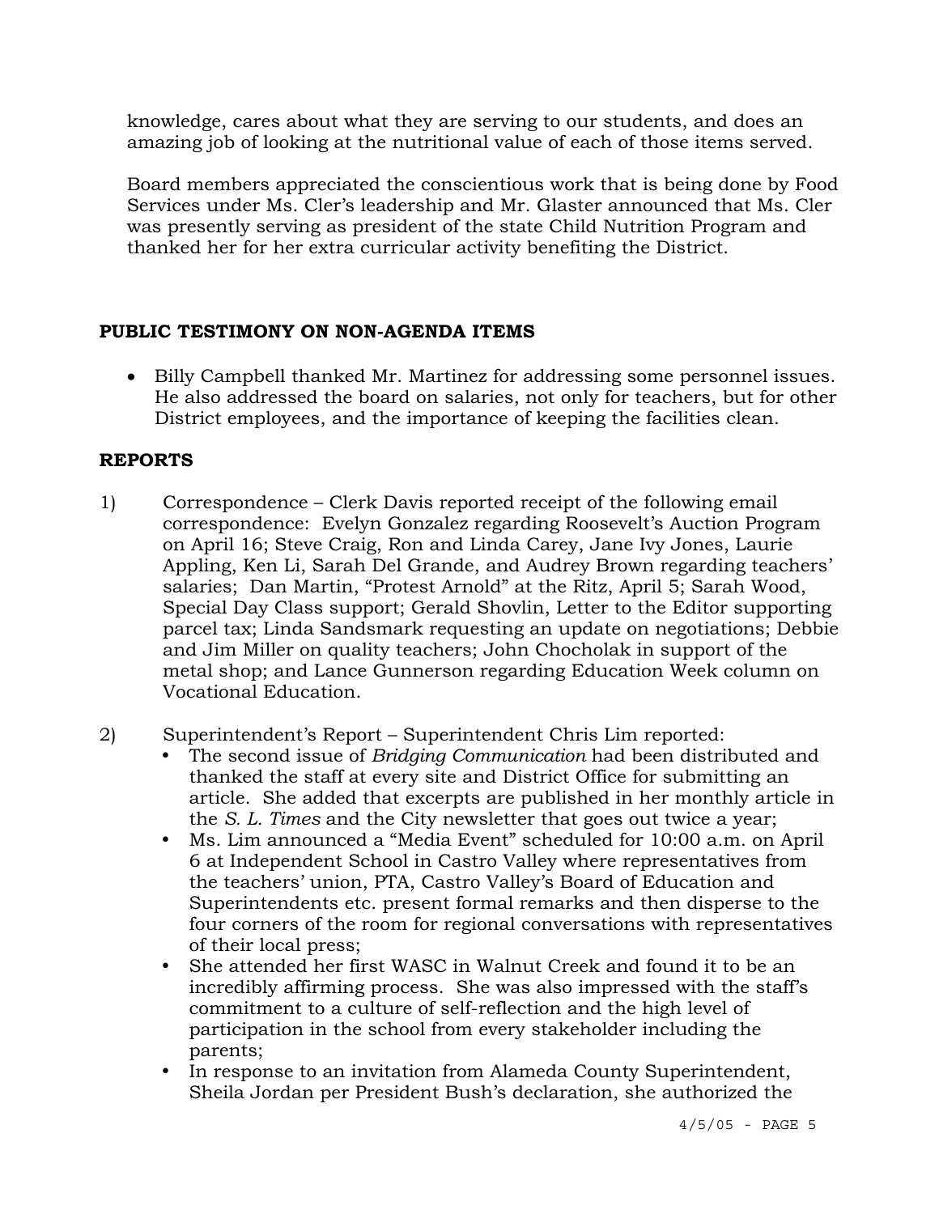knowledge, cares about what they are serving to our students, and does an amazing job of looking at the nutritional value of each of those items served.

Board members appreciated the conscientious work that is being done by Food Services under Ms. Cler's leadership and Mr. Glaster announced that Ms. Cler was presently serving as president of the state Child Nutrition Program and thanked her for her extra curricular activity benefiting the District.

## PUBLIC TESTIMONY ON NON-AGENDA ITEMS

- Billy Campbell thanked Mr. Martinez for addressing some personnel issues. He also addressed the board on salaries, not only for teachers, but for other District employees, and the importance of keeping the facilities clean.

## REPORTS

1) Correspondence – Clerk Davis reported receipt of the following email correspondence: Evelyn Gonzalez regarding Roosevelt's Auction Program on April 16; Steve Craig, Ron and Linda Carey, Jane Ivy Jones, Laurie Appling, Ken Li, Sarah Del Grande, and Audrey Brown regarding teachers' salaries; Dan Martin, "Protest Arnold" at the Ritz, April 5; Sarah Wood, Special Day Class support; Gerald Shovlin, Letter to the Editor supporting parcel tax; Linda Sandsmark requesting an update on negotiations; Debbie and Jim Miller on quality teachers; John Chocholak in support of the metal shop; and Lance Gunnerson regarding Education Week column on Vocational Education.

2) Superintendent's Report – Superintendent Chris Lim reported:
   - The second issue of *Bridging Communication* had been distributed and thanked the staff at every site and District Office for submitting an article. She added that excerpts are published in her monthly article in the *S. L. Times* and the City newsletter that goes out twice a year;
   - Ms. Lim announced a "Media Event" scheduled for 10:00 a.m. on April 6 at Independent School in Castro Valley where representatives from the teachers' union, PTA, Castro Valley's Board of Education and Superintendents etc. present formal remarks and then disperse to the four corners of the room for regional conversations with representatives of their local press;
   - She attended her first WASC in Walnut Creek and found it to be an incredibly affirming process. She was also impressed with the staff's commitment to a culture of self-reflection and the high level of participation in the school from every stakeholder including the parents;
   - In response to an invitation from Alameda County Superintendent, Sheila Jordan per President Bush's declaration, she authorized the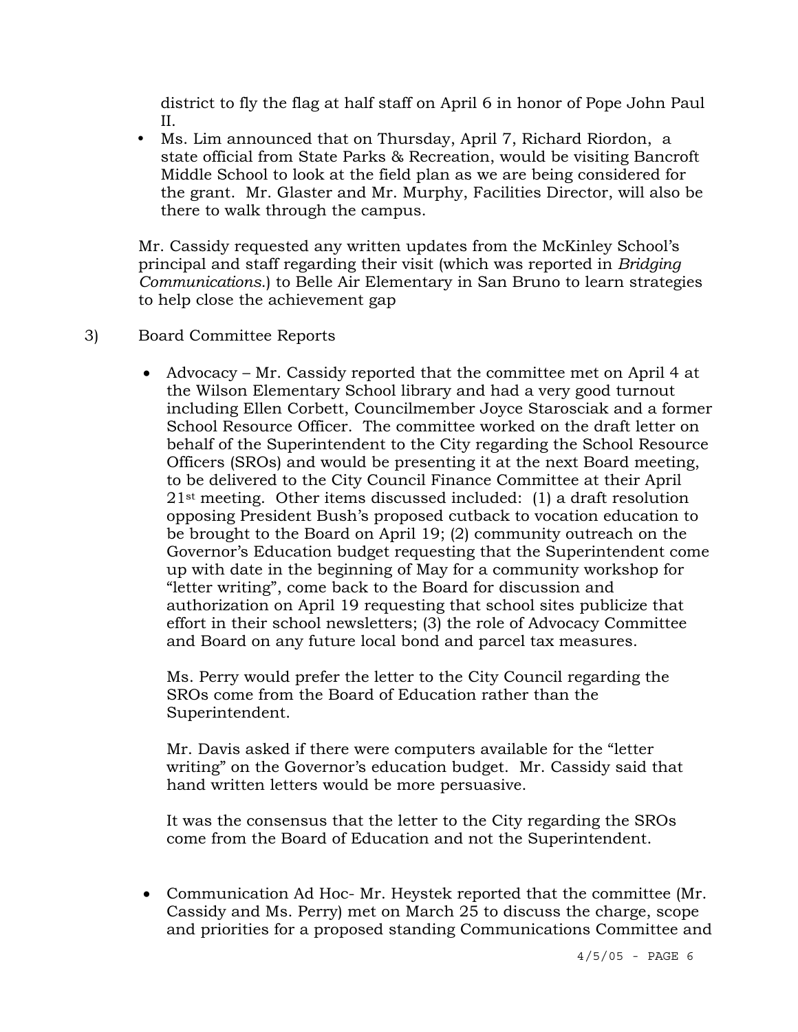district to fly the flag at half staff on April 6 in honor of Pope John Paul II.

- Ms. Lim announced that on Thursday, April 7, Richard Riordon,  a state official from State Parks & Recreation, would be visiting Bancroft Middle School to look at the field plan as we are being considered for the grant.  Mr. Glaster and Mr. Murphy, Facilities Director, will also be there to walk through the campus.

Mr. Cassidy requested any written updates from the McKinley School's principal and staff regarding their visit (which was reported in *Bridging Communications*.) to Belle Air Elementary in San Bruno to learn strategies to help close the achievement gap

3) Board Committee Reports

- Advocacy – Mr. Cassidy reported that the committee met on April 4 at the Wilson Elementary School library and had a very good turnout including Ellen Corbett, Councilmember Joyce Starosciak and a former School Resource Officer.  The committee worked on the draft letter on behalf of the Superintendent to the City regarding the School Resource Officers (SROs) and would be presenting it at the next Board meeting, to be delivered to the City Council Finance Committee at their April 21st meeting.  Other items discussed included:  (1) a draft resolution opposing President Bush's proposed cutback to vocation education to be brought to the Board on April 19; (2) community outreach on the Governor's Education budget requesting that the Superintendent come up with date in the beginning of May for a community workshop for "letter writing", come back to the Board for discussion and authorization on April 19 requesting that school sites publicize that effort in their school newsletters; (3) the role of Advocacy Committee and Board on any future local bond and parcel tax measures.

  Ms. Perry would prefer the letter to the City Council regarding the SROs come from the Board of Education rather than the Superintendent.

  Mr. Davis asked if there were computers available for the "letter writing" on the Governor's education budget.  Mr. Cassidy said that hand written letters would be more persuasive.

  It was the consensus that the letter to the City regarding the SROs come from the Board of Education and not the Superintendent.

- Communication Ad Hoc- Mr. Heystek reported that the committee (Mr. Cassidy and Ms. Perry) met on March 25 to discuss the charge, scope and priorities for a proposed standing Communications Committee and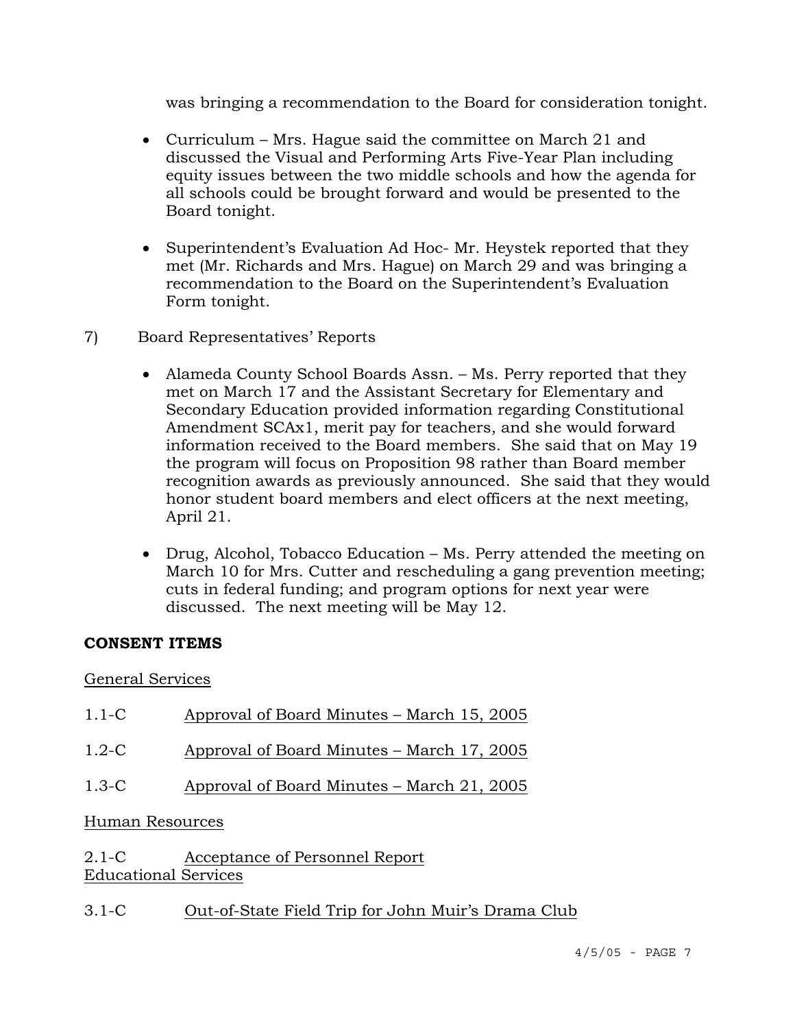was bringing a recommendation to the Board for consideration tonight.

- Curriculum – Mrs. Hague said the committee on March 21 and discussed the Visual and Performing Arts Five-Year Plan including equity issues between the two middle schools and how the agenda for all schools could be brought forward and would be presented to the Board tonight.

- Superintendent's Evaluation Ad Hoc- Mr. Heystek reported that they met (Mr. Richards and Mrs. Hague) on March 29 and was bringing a recommendation to the Board on the Superintendent's Evaluation Form tonight.

7) Board Representatives' Reports

- Alameda County School Boards Assn. – Ms. Perry reported that they met on March 17 and the Assistant Secretary for Elementary and Secondary Education provided information regarding Constitutional Amendment SCAx1, merit pay for teachers, and she would forward information received to the Board members. She said that on May 19 the program will focus on Proposition 98 rather than Board member recognition awards as previously announced. She said that they would honor student board members and elect officers at the next meeting, April 21.

- Drug, Alcohol, Tobacco Education – Ms. Perry attended the meeting on March 10 for Mrs. Cutter and rescheduling a gang prevention meeting; cuts in federal funding; and program options for next year were discussed. The next meeting will be May 12.

**CONSENT ITEMS**

General Services

1.1-C Approval of Board Minutes – March 15, 2005

1.2-C Approval of Board Minutes – March 17, 2005

1.3-C Approval of Board Minutes – March 21, 2005

Human Resources

2.1-C Acceptance of Personnel Report

Educational Services

3.1-C Out-of-State Field Trip for John Muir's Drama Club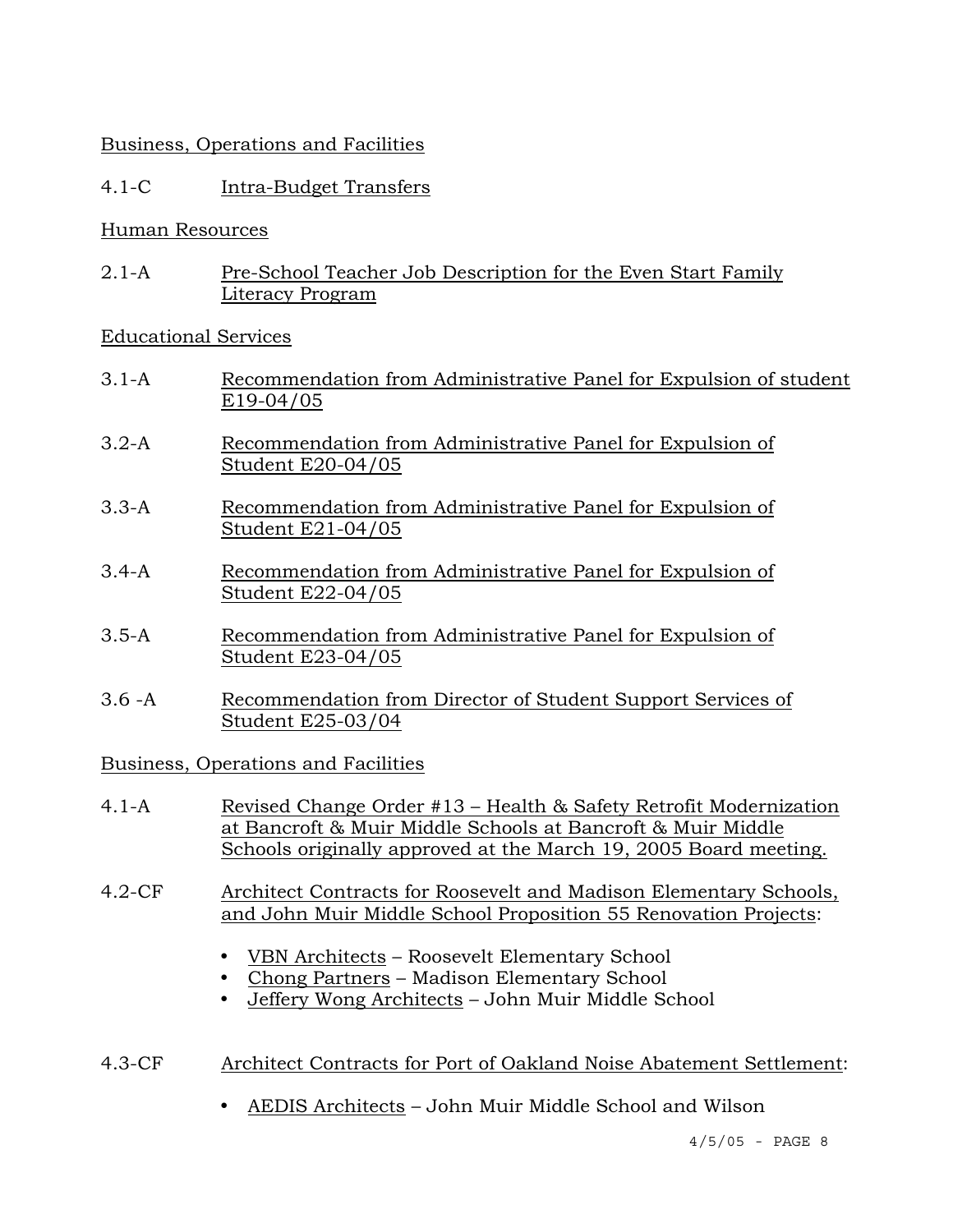Business, Operations and Facilities

4.1-C Intra-Budget Transfers

Human Resources

2.1-A Pre-School Teacher Job Description for the Even Start Family Literacy Program

Educational Services

3.1-A Recommendation from Administrative Panel for Expulsion of student E19-04/05

3.2-A Recommendation from Administrative Panel for Expulsion of Student E20-04/05

3.3-A Recommendation from Administrative Panel for Expulsion of Student E21-04/05

3.4-A Recommendation from Administrative Panel for Expulsion of Student E22-04/05

3.5-A Recommendation from Administrative Panel for Expulsion of Student E23-04/05

3.6 -A Recommendation from Director of Student Support Services of Student E25-03/04

Business, Operations and Facilities

4.1-A Revised Change Order #13 – Health & Safety Retrofit Modernization at Bancroft & Muir Middle Schools at Bancroft & Muir Middle Schools originally approved at the March 19, 2005 Board meeting.

4.2-CF Architect Contracts for Roosevelt and Madison Elementary Schools, and John Muir Middle School Proposition 55 Renovation Projects:

- VBN Architects – Roosevelt Elementary School
- Chong Partners – Madison Elementary School
- Jeffery Wong Architects – John Muir Middle School

4.3-CF Architect Contracts for Port of Oakland Noise Abatement Settlement:

- AEDIS Architects – John Muir Middle School and Wilson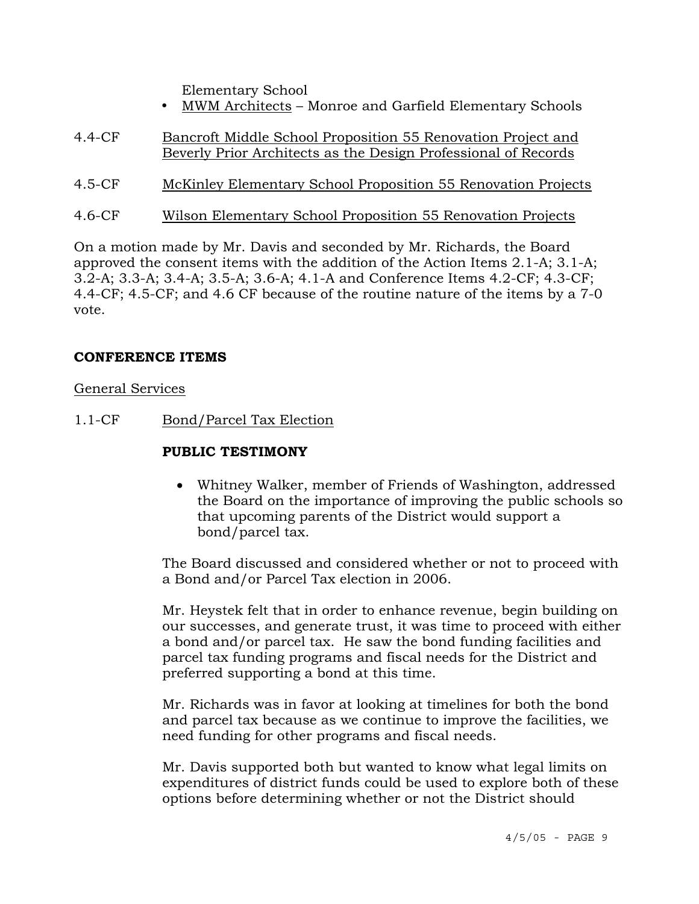Elementary School

- MWM Architects – Monroe and Garfield Elementary Schools

4.4-CF Bancroft Middle School Proposition 55 Renovation Project and Beverly Prior Architects as the Design Professional of Records

4.5-CF McKinley Elementary School Proposition 55 Renovation Projects

4.6-CF Wilson Elementary School Proposition 55 Renovation Projects

On a motion made by Mr. Davis and seconded by Mr. Richards, the Board approved the consent items with the addition of the Action Items 2.1-A; 3.1-A; 3.2-A; 3.3-A; 3.4-A; 3.5-A; 3.6-A; 4.1-A and Conference Items 4.2-CF; 4.3-CF; 4.4-CF; 4.5-CF; and 4.6 CF because of the routine nature of the items by a 7-0 vote.

**CONFERENCE ITEMS**

General Services

1.1-CF Bond/Parcel Tax Election

**PUBLIC TESTIMONY**

- Whitney Walker, member of Friends of Washington, addressed the Board on the importance of improving the public schools so that upcoming parents of the District would support a bond/parcel tax.

The Board discussed and considered whether or not to proceed with a Bond and/or Parcel Tax election in 2006.

Mr. Heystek felt that in order to enhance revenue, begin building on our successes, and generate trust, it was time to proceed with either a bond and/or parcel tax. He saw the bond funding facilities and parcel tax funding programs and fiscal needs for the District and preferred supporting a bond at this time.

Mr. Richards was in favor at looking at timelines for both the bond and parcel tax because as we continue to improve the facilities, we need funding for other programs and fiscal needs.

Mr. Davis supported both but wanted to know what legal limits on expenditures of district funds could be used to explore both of these options before determining whether or not the District should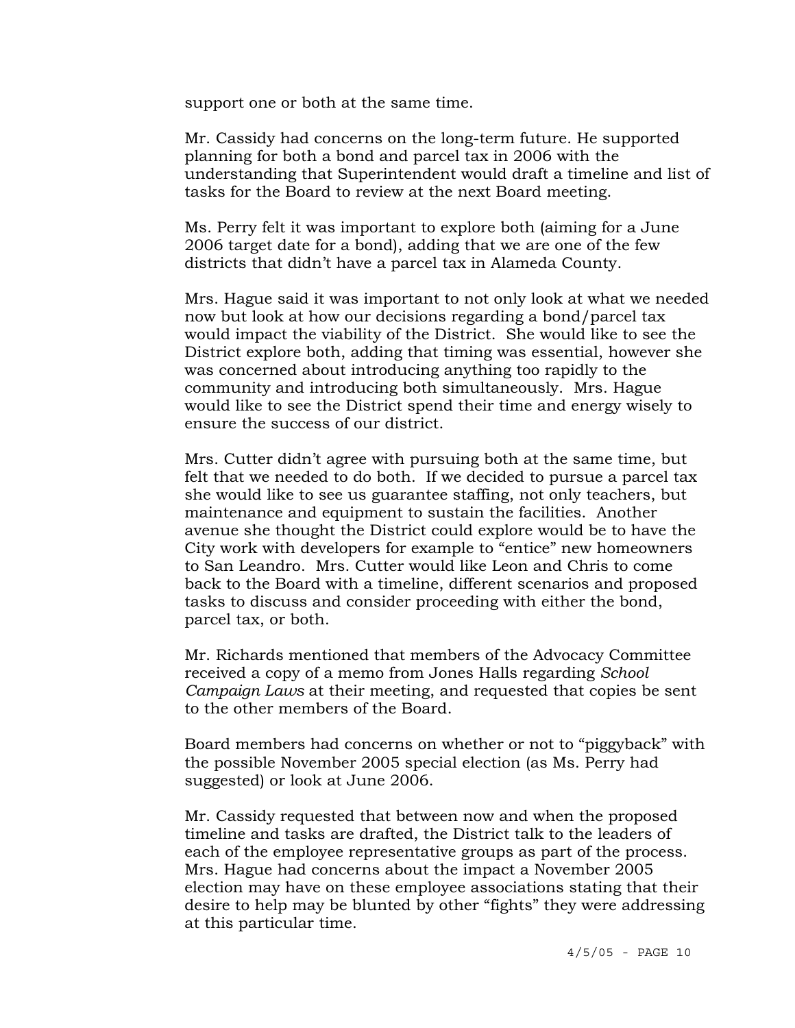support one or both at the same time.

Mr. Cassidy had concerns on the long-term future. He supported planning for both a bond and parcel tax in 2006 with the understanding that Superintendent would draft a timeline and list of tasks for the Board to review at the next Board meeting.

Ms. Perry felt it was important to explore both (aiming for a June 2006 target date for a bond), adding that we are one of the few districts that didn't have a parcel tax in Alameda County.

Mrs. Hague said it was important to not only look at what we needed now but look at how our decisions regarding a bond/parcel tax would impact the viability of the District. She would like to see the District explore both, adding that timing was essential, however she was concerned about introducing anything too rapidly to the community and introducing both simultaneously. Mrs. Hague would like to see the District spend their time and energy wisely to ensure the success of our district.

Mrs. Cutter didn't agree with pursuing both at the same time, but felt that we needed to do both. If we decided to pursue a parcel tax she would like to see us guarantee staffing, not only teachers, but maintenance and equipment to sustain the facilities. Another avenue she thought the District could explore would be to have the City work with developers for example to "entice" new homeowners to San Leandro. Mrs. Cutter would like Leon and Chris to come back to the Board with a timeline, different scenarios and proposed tasks to discuss and consider proceeding with either the bond, parcel tax, or both.

Mr. Richards mentioned that members of the Advocacy Committee received a copy of a memo from Jones Halls regarding *School Campaign Laws* at their meeting, and requested that copies be sent to the other members of the Board.

Board members had concerns on whether or not to "piggyback" with the possible November 2005 special election (as Ms. Perry had suggested) or look at June 2006.

Mr. Cassidy requested that between now and when the proposed timeline and tasks are drafted, the District talk to the leaders of each of the employee representative groups as part of the process. Mrs. Hague had concerns about the impact a November 2005 election may have on these employee associations stating that their desire to help may be blunted by other "fights" they were addressing at this particular time.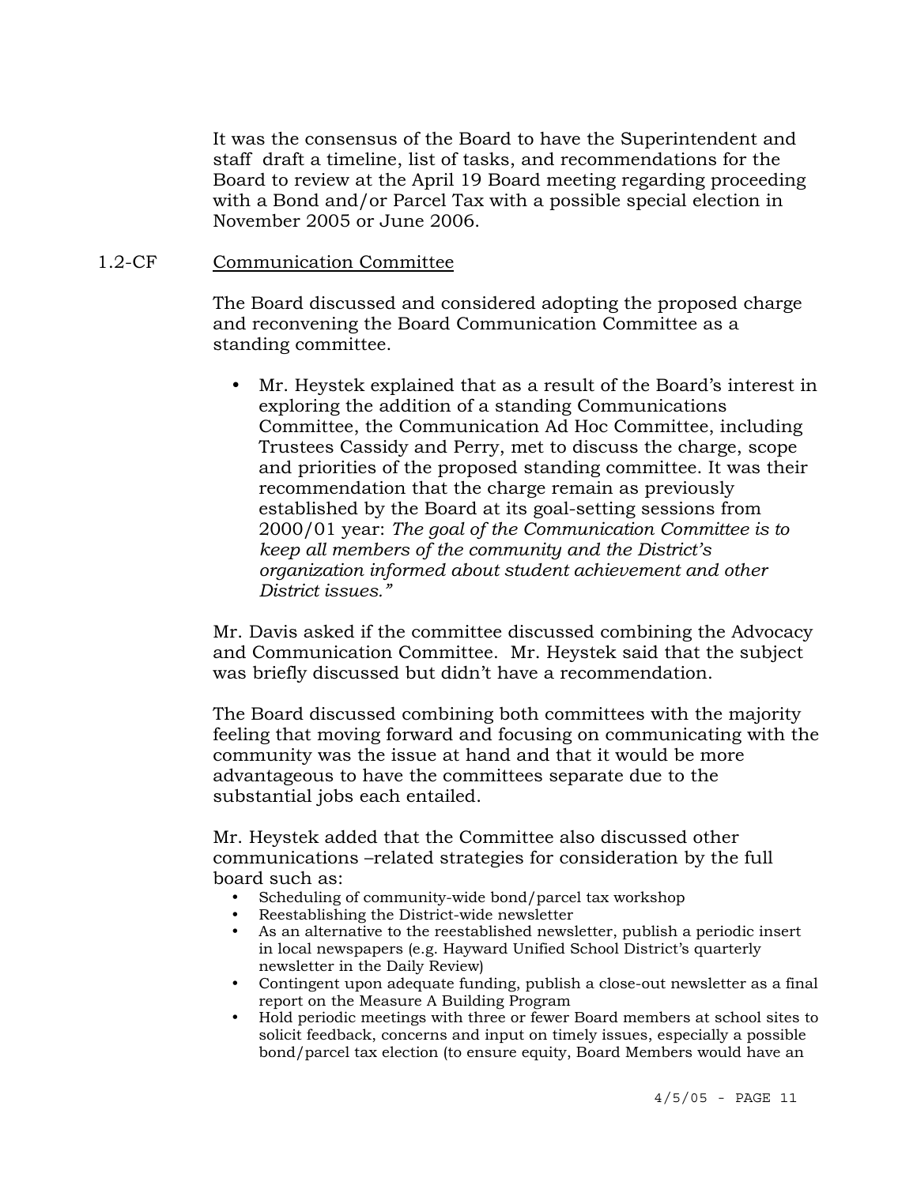It was the consensus of the Board to have the Superintendent and staff draft a timeline, list of tasks, and recommendations for the Board to review at the April 19 Board meeting regarding proceeding with a Bond and/or Parcel Tax with a possible special election in November 2005 or June 2006.

1.2-CF Communication Committee

The Board discussed and considered adopting the proposed charge and reconvening the Board Communication Committee as a standing committee.

- Mr. Heystek explained that as a result of the Board's interest in exploring the addition of a standing Communications Committee, the Communication Ad Hoc Committee, including Trustees Cassidy and Perry, met to discuss the charge, scope and priorities of the proposed standing committee. It was their recommendation that the charge remain as previously established by the Board at its goal-setting sessions from 2000/01 year: *The goal of the Communication Committee is to keep all members of the community and the District's organization informed about student achievement and other District issues."*

Mr. Davis asked if the committee discussed combining the Advocacy and Communication Committee. Mr. Heystek said that the subject was briefly discussed but didn't have a recommendation.

The Board discussed combining both committees with the majority feeling that moving forward and focusing on communicating with the community was the issue at hand and that it would be more advantageous to have the committees separate due to the substantial jobs each entailed.

Mr. Heystek added that the Committee also discussed other communications –related strategies for consideration by the full board such as:

- Scheduling of community-wide bond/parcel tax workshop
- Reestablishing the District-wide newsletter
- As an alternative to the reestablished newsletter, publish a periodic insert in local newspapers (e.g. Hayward Unified School District's quarterly newsletter in the Daily Review)
- Contingent upon adequate funding, publish a close-out newsletter as a final report on the Measure A Building Program
- Hold periodic meetings with three or fewer Board members at school sites to solicit feedback, concerns and input on timely issues, especially a possible bond/parcel tax election (to ensure equity, Board Members would have an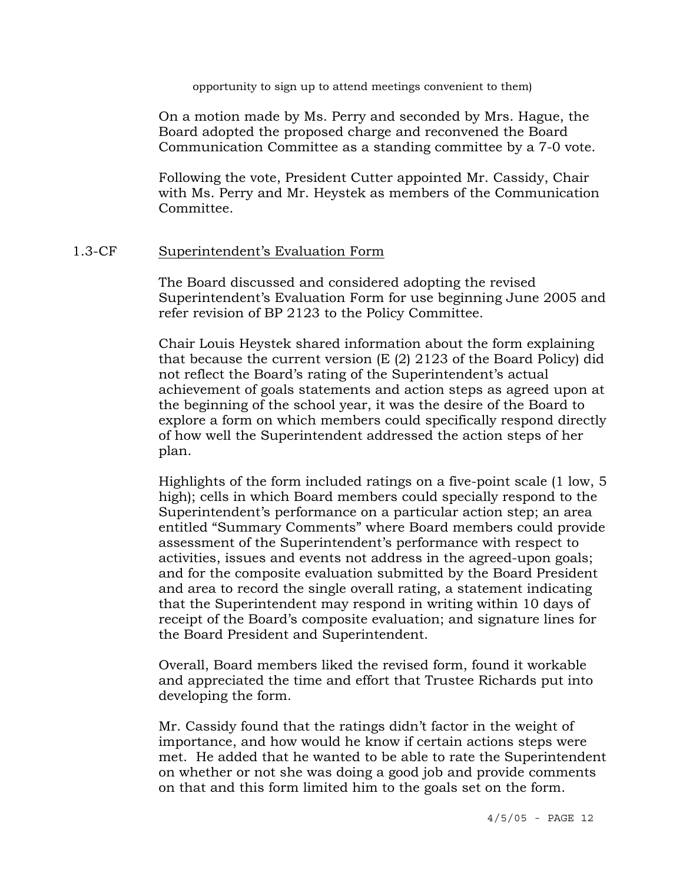opportunity to sign up to attend meetings convenient to them)

On a motion made by Ms. Perry and seconded by Mrs. Hague, the Board adopted the proposed charge and reconvened the Board Communication Committee as a standing committee by a 7-0 vote.

Following the vote, President Cutter appointed Mr. Cassidy, Chair with Ms. Perry and Mr. Heystek as members of the Communication Committee.

1.3-CF Superintendent's Evaluation Form

The Board discussed and considered adopting the revised Superintendent's Evaluation Form for use beginning June 2005 and refer revision of BP 2123 to the Policy Committee.

Chair Louis Heystek shared information about the form explaining that because the current version (E (2) 2123 of the Board Policy) did not reflect the Board's rating of the Superintendent's actual achievement of goals statements and action steps as agreed upon at the beginning of the school year, it was the desire of the Board to explore a form on which members could specifically respond directly of how well the Superintendent addressed the action steps of her plan.

Highlights of the form included ratings on a five-point scale (1 low, 5 high); cells in which Board members could specially respond to the Superintendent's performance on a particular action step; an area entitled "Summary Comments" where Board members could provide assessment of the Superintendent's performance with respect to activities, issues and events not address in the agreed-upon goals; and for the composite evaluation submitted by the Board President and area to record the single overall rating, a statement indicating that the Superintendent may respond in writing within 10 days of receipt of the Board's composite evaluation; and signature lines for the Board President and Superintendent.

Overall, Board members liked the revised form, found it workable and appreciated the time and effort that Trustee Richards put into developing the form.

Mr. Cassidy found that the ratings didn't factor in the weight of importance, and how would he know if certain actions steps were met. He added that he wanted to be able to rate the Superintendent on whether or not she was doing a good job and provide comments on that and this form limited him to the goals set on the form.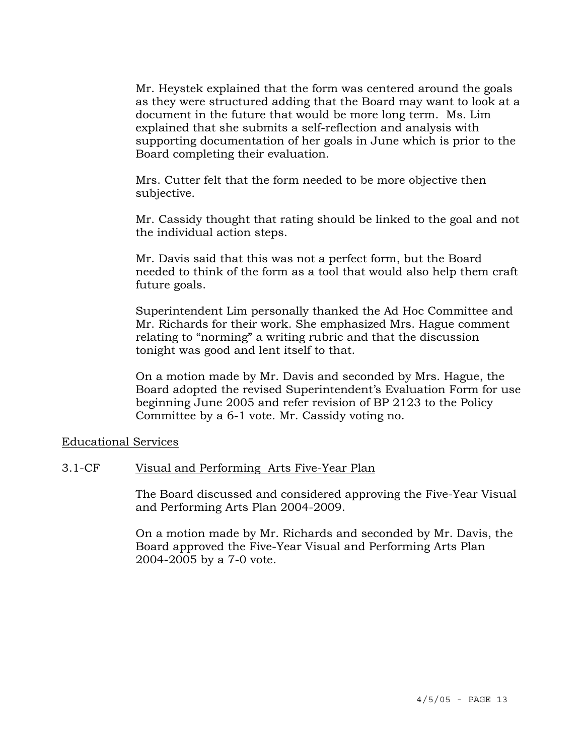Mr. Heystek explained that the form was centered around the goals as they were structured adding that the Board may want to look at a document in the future that would be more long term. Ms. Lim explained that she submits a self-reflection and analysis with supporting documentation of her goals in June which is prior to the Board completing their evaluation.

Mrs. Cutter felt that the form needed to be more objective then subjective.

Mr. Cassidy thought that rating should be linked to the goal and not the individual action steps.

Mr. Davis said that this was not a perfect form, but the Board needed to think of the form as a tool that would also help them craft future goals.

Superintendent Lim personally thanked the Ad Hoc Committee and Mr. Richards for their work. She emphasized Mrs. Hague comment relating to "norming" a writing rubric and that the discussion tonight was good and lent itself to that.

On a motion made by Mr. Davis and seconded by Mrs. Hague, the Board adopted the revised Superintendent's Evaluation Form for use beginning June 2005 and refer revision of BP 2123 to the Policy Committee by a 6-1 vote. Mr. Cassidy voting no.

Educational Services

3.1-CF Visual and Performing Arts Five-Year Plan

The Board discussed and considered approving the Five-Year Visual and Performing Arts Plan 2004-2009.

On a motion made by Mr. Richards and seconded by Mr. Davis, the Board approved the Five-Year Visual and Performing Arts Plan 2004-2005 by a 7-0 vote.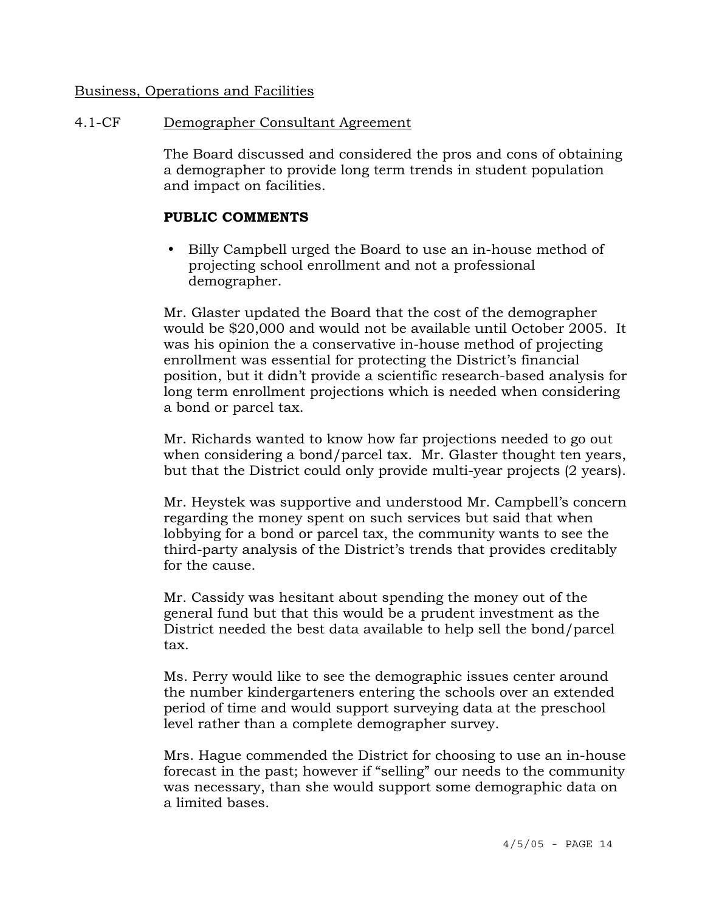Business, Operations and Facilities

4.1-CF Demographer Consultant Agreement

The Board discussed and considered the pros and cons of obtaining a demographer to provide long term trends in student population and impact on facilities.

**PUBLIC COMMENTS**

- Billy Campbell urged the Board to use an in-house method of projecting school enrollment and not a professional demographer.

Mr. Glaster updated the Board that the cost of the demographer would be $20,000 and would not be available until October 2005. It was his opinion the a conservative in-house method of projecting enrollment was essential for protecting the District's financial position, but it didn't provide a scientific research-based analysis for long term enrollment projections which is needed when considering a bond or parcel tax.

Mr. Richards wanted to know how far projections needed to go out when considering a bond/parcel tax. Mr. Glaster thought ten years, but that the District could only provide multi-year projects (2 years).

Mr. Heystek was supportive and understood Mr. Campbell's concern regarding the money spent on such services but said that when lobbying for a bond or parcel tax, the community wants to see the third-party analysis of the District's trends that provides creditably for the cause.

Mr. Cassidy was hesitant about spending the money out of the general fund but that this would be a prudent investment as the District needed the best data available to help sell the bond/parcel tax.

Ms. Perry would like to see the demographic issues center around the number kindergarteners entering the schools over an extended period of time and would support surveying data at the preschool level rather than a complete demographer survey.

Mrs. Hague commended the District for choosing to use an in-house forecast in the past; however if "selling" our needs to the community was necessary, than she would support some demographic data on a limited bases.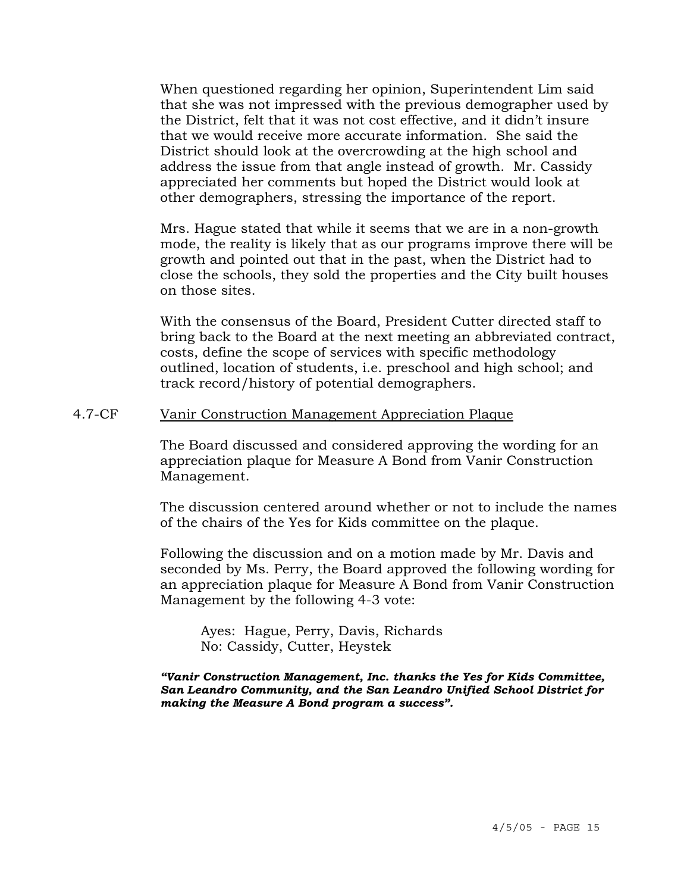When questioned regarding her opinion, Superintendent Lim said that she was not impressed with the previous demographer used by the District, felt that it was not cost effective, and it didn't insure that we would receive more accurate information. She said the District should look at the overcrowding at the high school and address the issue from that angle instead of growth. Mr. Cassidy appreciated her comments but hoped the District would look at other demographers, stressing the importance of the report.

Mrs. Hague stated that while it seems that we are in a non-growth mode, the reality is likely that as our programs improve there will be growth and pointed out that in the past, when the District had to close the schools, they sold the properties and the City built houses on those sites.

With the consensus of the Board, President Cutter directed staff to bring back to the Board at the next meeting an abbreviated contract, costs, define the scope of services with specific methodology outlined, location of students, i.e. preschool and high school; and track record/history of potential demographers.

4.7-CF <u>Vanir Construction Management Appreciation Plaque</u>

The Board discussed and considered approving the wording for an appreciation plaque for Measure A Bond from Vanir Construction Management.

The discussion centered around whether or not to include the names of the chairs of the Yes for Kids committee on the plaque.

Following the discussion and on a motion made by Mr. Davis and seconded by Ms. Perry, the Board approved the following wording for an appreciation plaque for Measure A Bond from Vanir Construction Management by the following 4-3 vote:

> Ayes: Hague, Perry, Davis, Richards
> No: Cassidy, Cutter, Heystek

***"Vanir Construction Management, Inc. thanks the Yes for Kids Committee, San Leandro Community, and the San Leandro Unified School District for making the Measure A Bond program a success".***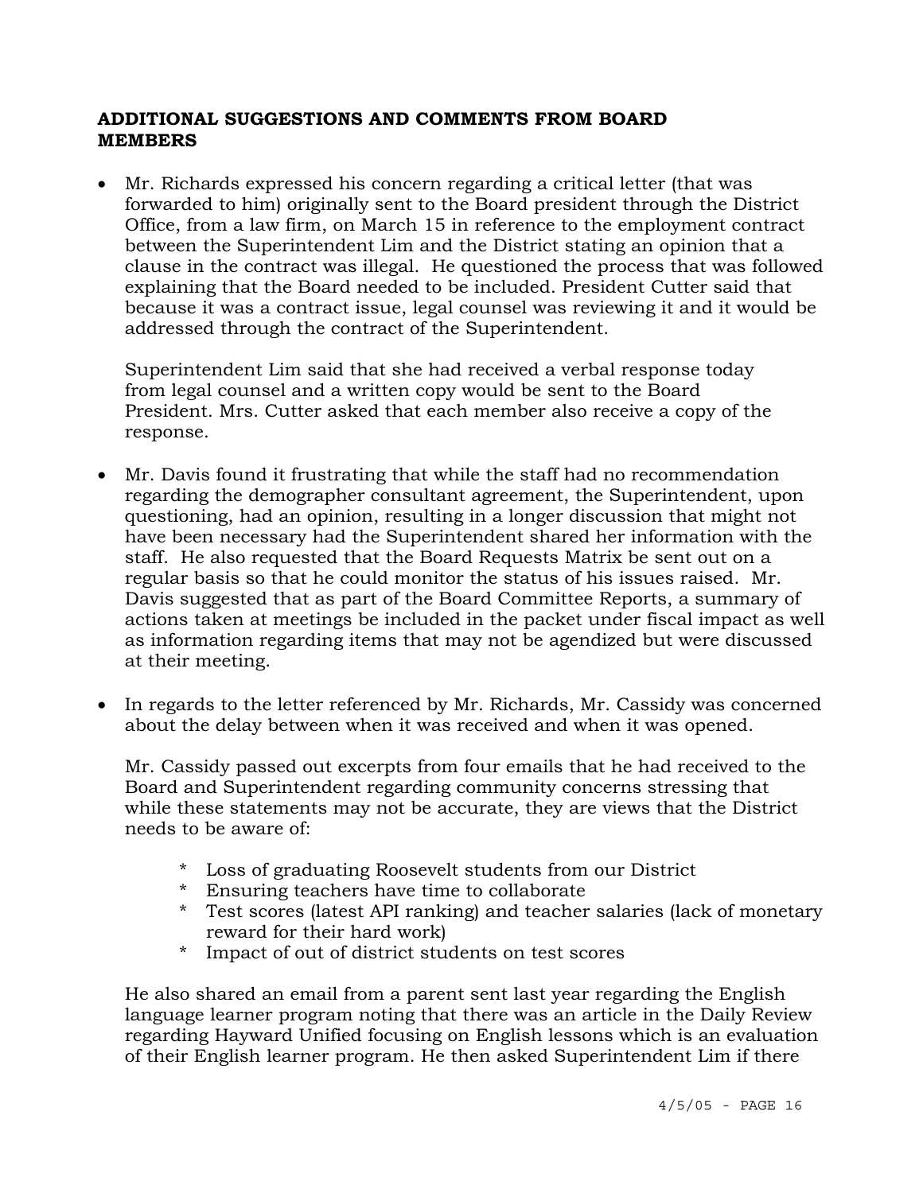**ADDITIONAL SUGGESTIONS AND COMMENTS FROM BOARD MEMBERS**

- Mr. Richards expressed his concern regarding a critical letter (that was forwarded to him) originally sent to the Board president through the District Office, from a law firm, on March 15 in reference to the employment contract between the Superintendent Lim and the District stating an opinion that a clause in the contract was illegal. He questioned the process that was followed explaining that the Board needed to be included. President Cutter said that because it was a contract issue, legal counsel was reviewing it and it would be addressed through the contract of the Superintendent.

  Superintendent Lim said that she had received a verbal response today from legal counsel and a written copy would be sent to the Board President. Mrs. Cutter asked that each member also receive a copy of the response.

- Mr. Davis found it frustrating that while the staff had no recommendation regarding the demographer consultant agreement, the Superintendent, upon questioning, had an opinion, resulting in a longer discussion that might not have been necessary had the Superintendent shared her information with the staff. He also requested that the Board Requests Matrix be sent out on a regular basis so that he could monitor the status of his issues raised. Mr. Davis suggested that as part of the Board Committee Reports, a summary of actions taken at meetings be included in the packet under fiscal impact as well as information regarding items that may not be agendized but were discussed at their meeting.

- In regards to the letter referenced by Mr. Richards, Mr. Cassidy was concerned about the delay between when it was received and when it was opened.

  Mr. Cassidy passed out excerpts from four emails that he had received to the Board and Superintendent regarding community concerns stressing that while these statements may not be accurate, they are views that the District needs to be aware of:

  \* Loss of graduating Roosevelt students from our District
  \* Ensuring teachers have time to collaborate
  \* Test scores (latest API ranking) and teacher salaries (lack of monetary reward for their hard work)
  \* Impact of out of district students on test scores

  He also shared an email from a parent sent last year regarding the English language learner program noting that there was an article in the Daily Review regarding Hayward Unified focusing on English lessons which is an evaluation of their English learner program. He then asked Superintendent Lim if there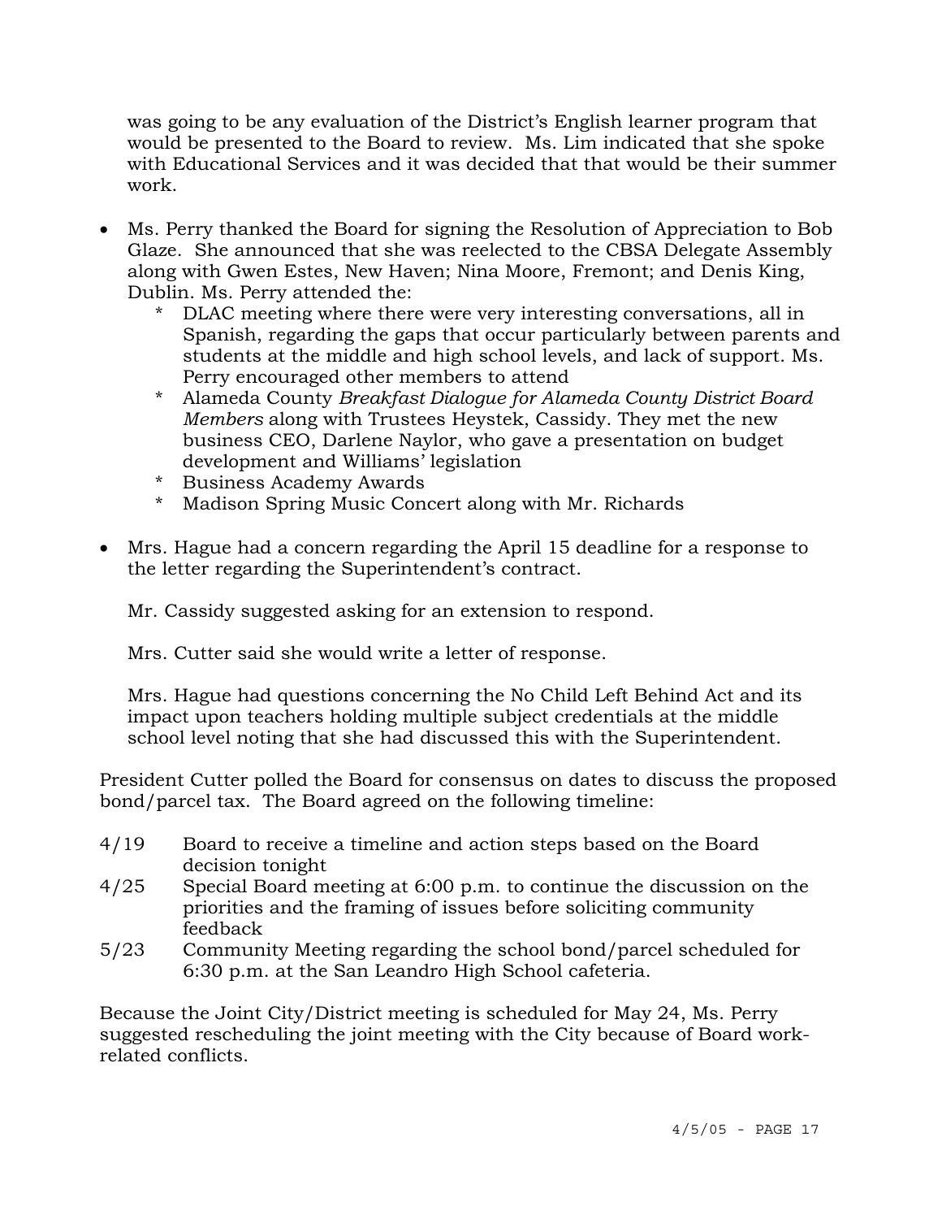was going to be any evaluation of the District's English learner program that would be presented to the Board to review. Ms. Lim indicated that she spoke with Educational Services and it was decided that that would be their summer work.

- Ms. Perry thanked the Board for signing the Resolution of Appreciation to Bob Glaze. She announced that she was reelected to the CBSA Delegate Assembly along with Gwen Estes, New Haven; Nina Moore, Fremont; and Denis King, Dublin. Ms. Perry attended the:
  - DLAC meeting where there were very interesting conversations, all in Spanish, regarding the gaps that occur particularly between parents and students at the middle and high school levels, and lack of support. Ms. Perry encouraged other members to attend
  - Alameda County *Breakfast Dialogue for Alameda County District Board Members* along with Trustees Heystek, Cassidy. They met the new business CEO, Darlene Naylor, who gave a presentation on budget development and Williams' legislation
  - Business Academy Awards
  - Madison Spring Music Concert along with Mr. Richards

- Mrs. Hague had a concern regarding the April 15 deadline for a response to the letter regarding the Superintendent's contract.

  Mr. Cassidy suggested asking for an extension to respond.

  Mrs. Cutter said she would write a letter of response.

  Mrs. Hague had questions concerning the No Child Left Behind Act and its impact upon teachers holding multiple subject credentials at the middle school level noting that she had discussed this with the Superintendent.

President Cutter polled the Board for consensus on dates to discuss the proposed bond/parcel tax. The Board agreed on the following timeline:

- 4/19 Board to receive a timeline and action steps based on the Board decision tonight
- 4/25 Special Board meeting at 6:00 p.m. to continue the discussion on the priorities and the framing of issues before soliciting community feedback
- 5/23 Community Meeting regarding the school bond/parcel scheduled for 6:30 p.m. at the San Leandro High School cafeteria.

Because the Joint City/District meeting is scheduled for May 24, Ms. Perry suggested rescheduling the joint meeting with the City because of Board work-related conflicts.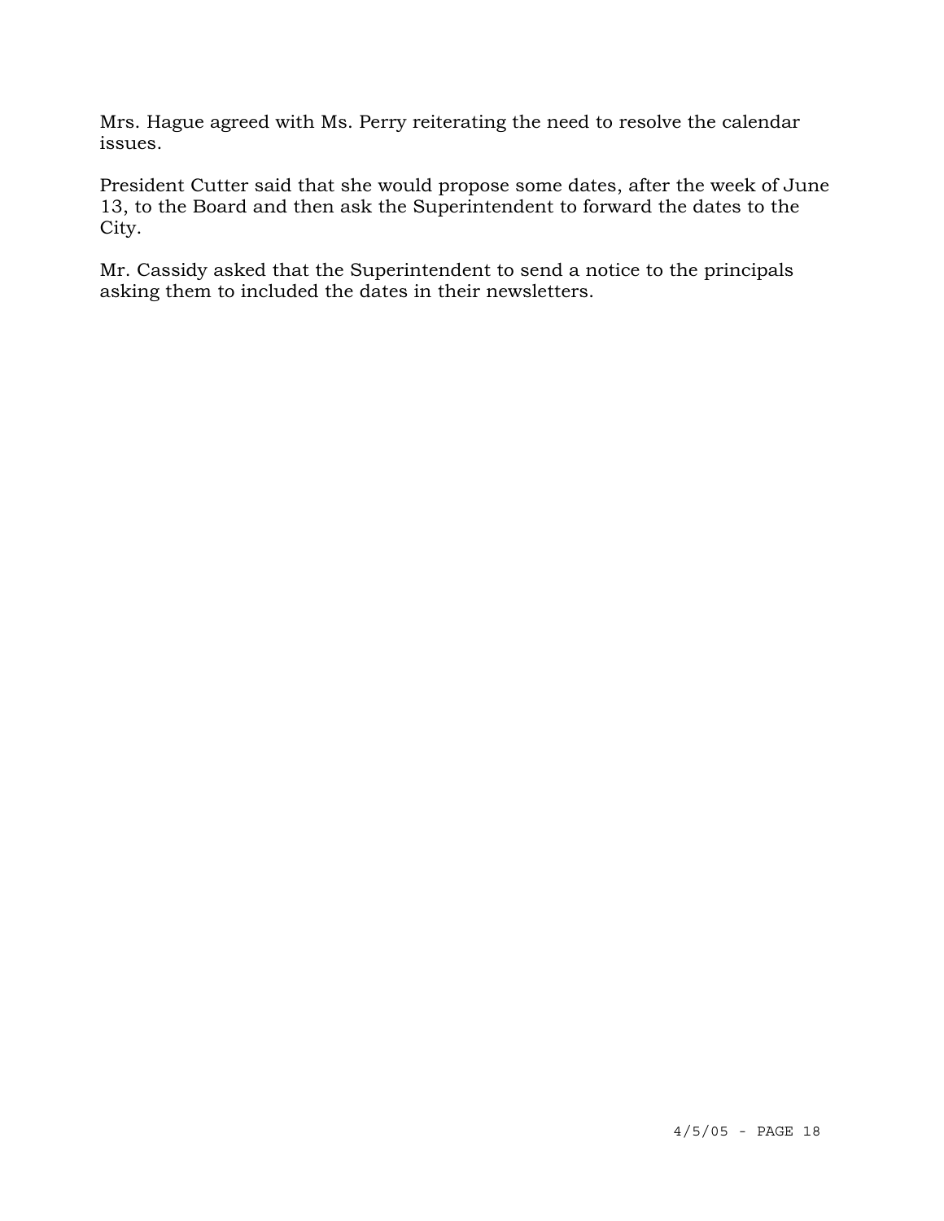Mrs. Hague agreed with Ms. Perry reiterating the need to resolve the calendar issues.

President Cutter said that she would propose some dates, after the week of June 13, to the Board and then ask the Superintendent to forward the dates to the City.

Mr. Cassidy asked that the Superintendent to send a notice to the principals asking them to included the dates in their newsletters.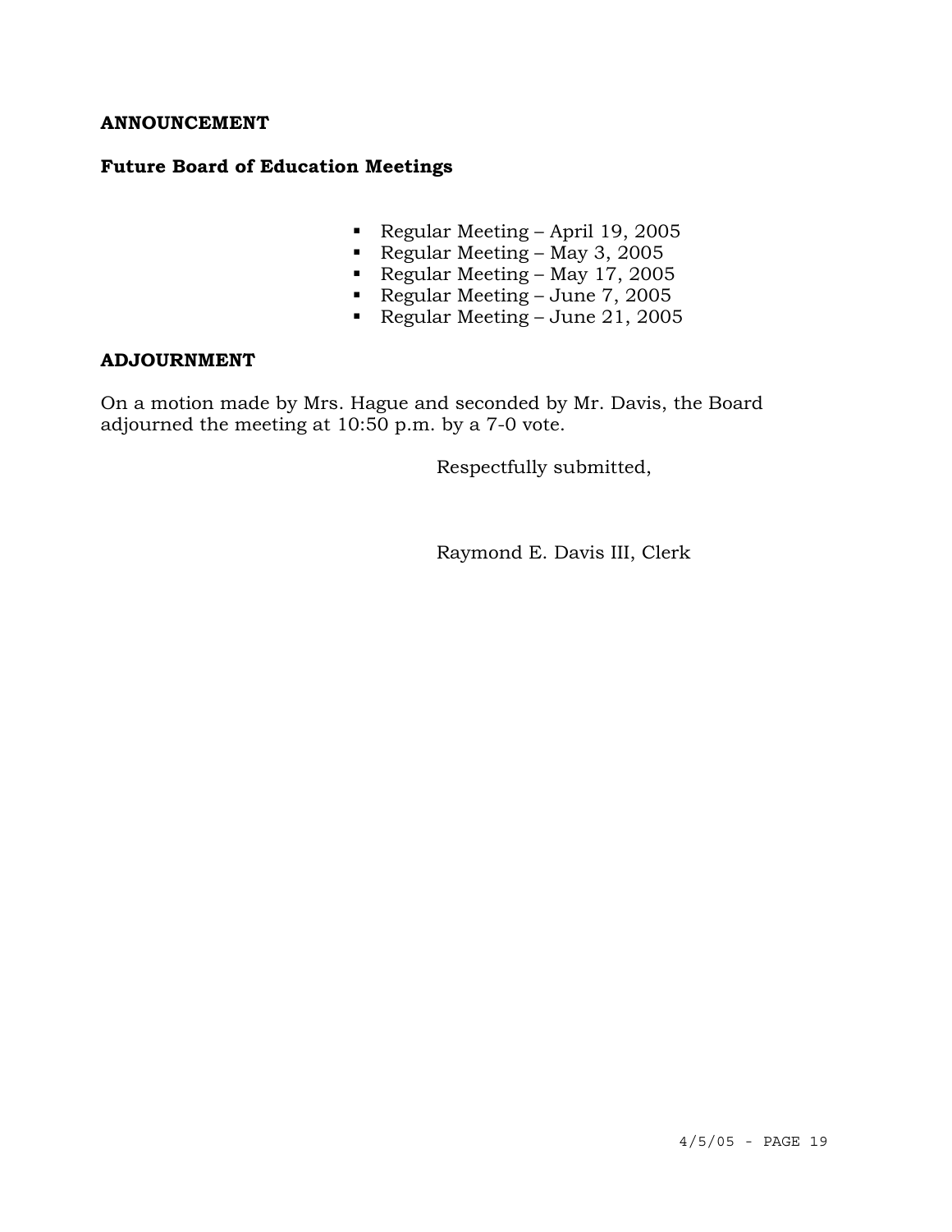**ANNOUNCEMENT**

**Future Board of Education Meetings**

- Regular Meeting – April 19, 2005
- Regular Meeting – May 3, 2005
- Regular Meeting – May 17, 2005
- Regular Meeting – June 7, 2005
- Regular Meeting – June 21, 2005

**ADJOURNMENT**

On a motion made by Mrs. Hague and seconded by Mr. Davis, the Board adjourned the meeting at 10:50 p.m. by a 7-0 vote.

Respectfully submitted,

Raymond E. Davis III, Clerk